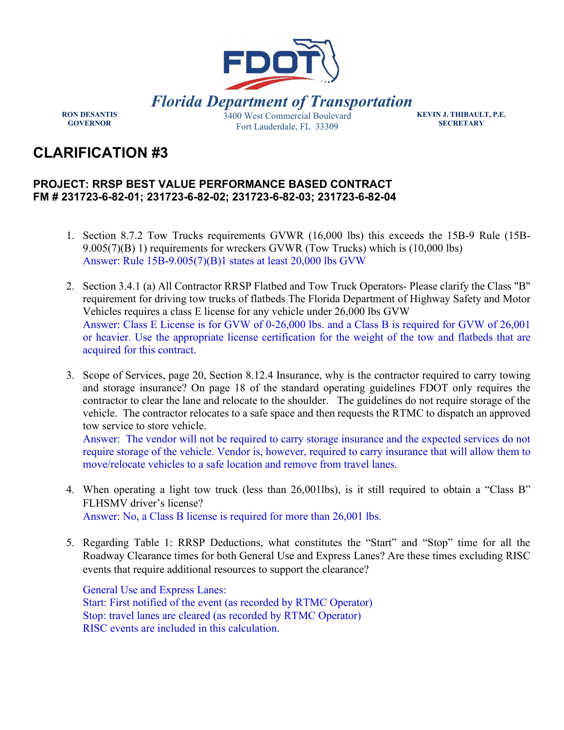**Florida Department of Transportation**

RON DESANTIS
GOVERNOR

3400 West Commercial Boulevard
Fort Lauderdale, FL 33309

KEVIN J. THIBAULT, P.E.
SECRETARY

# CLARIFICATION #3

### PROJECT: RRSP BEST VALUE PERFORMANCE BASED CONTRACT
### FM # 231723-6-82-01; 231723-6-82-02; 231723-6-82-03; 231723-6-82-04

1. Section 8.7.2 Tow Trucks requirements GVWR (16,000 lbs) this exceeds the 15B-9 Rule (15B-9.005(7)(B) 1) requirements for wreckers GVWR (Tow Trucks) which is (10,000 lbs)
   Answer: Rule 15B-9.005(7)(B)1 states at least 20,000 lbs GVW

2. Section 3.4.1 (a) All Contractor RRSP Flatbed and Tow Truck Operators- Please clarify the Class "B" requirement for driving tow trucks of flatbeds The Florida Department of Highway Safety and Motor Vehicles requires a class E license for any vehicle under 26,000 lbs GVW
   Answer: Class E License is for GVW of 0-26,000 lbs. and a Class B is required for GVW of 26,001 or heavier. Use the appropriate license certification for the weight of the tow and flatbeds that are acquired for this contract.

3. Scope of Services, page 20, Section 8.12.4 Insurance, why is the contractor required to carry towing and storage insurance? On page 18 of the standard operating guidelines FDOT only requires the contractor to clear the lane and relocate to the shoulder. The guidelines do not require storage of the vehicle. The contractor relocates to a safe space and then requests the RTMC to dispatch an approved tow service to store vehicle.
   Answer: The vendor will not be required to carry storage insurance and the expected services do not require storage of the vehicle. Vendor is, however, required to carry insurance that will allow them to move/relocate vehicles to a safe location and remove from travel lanes.

4. When operating a light tow truck (less than 26,001lbs), is it still required to obtain a "Class B" FLHSMV driver's license?
   Answer: No, a Class B license is required for more than 26,001 lbs.

5. Regarding Table 1: RRSP Deductions, what constitutes the "Start" and "Stop" time for all the Roadway Clearance times for both General Use and Express Lanes? Are these times excluding RISC events that require additional resources to support the clearance?

   General Use and Express Lanes:
   Start: First notified of the event (as recorded by RTMC Operator)
   Stop: travel lanes are cleared (as recorded by RTMC Operator)
   RISC events are included in this calculation.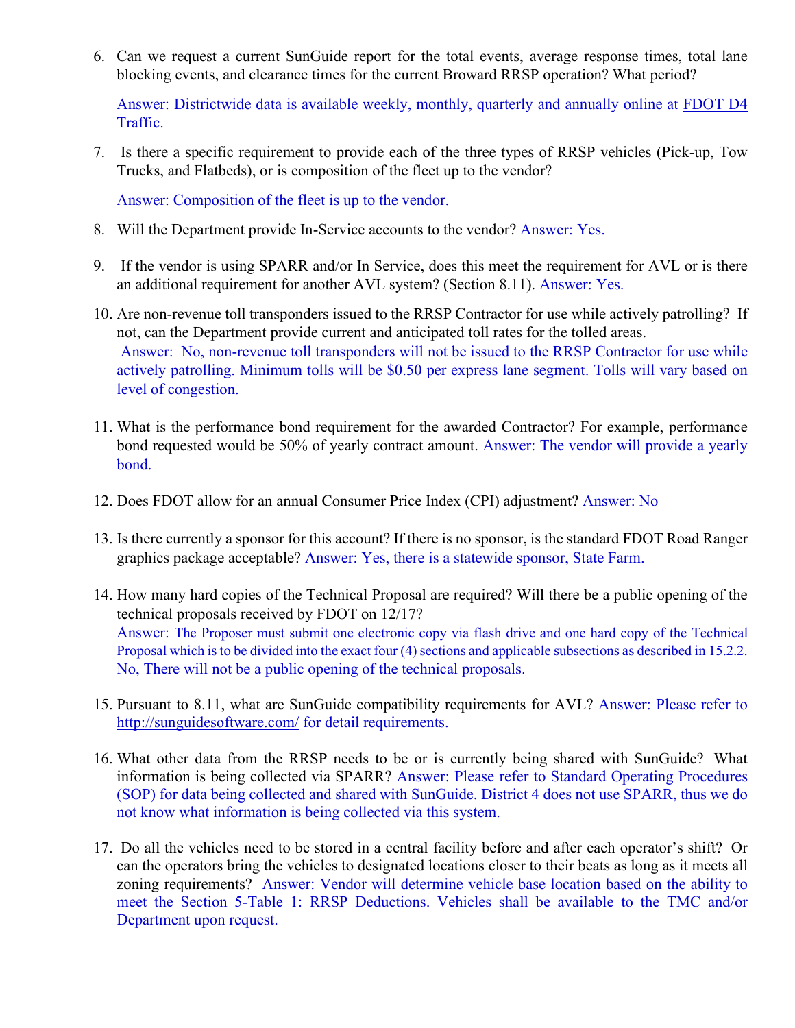6. Can we request a current SunGuide report for the total events, average response times, total lane blocking events, and clearance times for the current Broward RRSP operation? What period?

   Answer: Districtwide data is available weekly, monthly, quarterly and annually online at FDOT D4 Traffic.

7. Is there a specific requirement to provide each of the three types of RRSP vehicles (Pick-up, Tow Trucks, and Flatbeds), or is composition of the fleet up to the vendor?

   Answer: Composition of the fleet is up to the vendor.

8. Will the Department provide In-Service accounts to the vendor? Answer: Yes.

9. If the vendor is using SPARR and/or In Service, does this meet the requirement for AVL or is there an additional requirement for another AVL system? (Section 8.11). Answer: Yes.

10. Are non-revenue toll transponders issued to the RRSP Contractor for use while actively patrolling? If not, can the Department provide current and anticipated toll rates for the tolled areas.
    Answer: No, non-revenue toll transponders will not be issued to the RRSP Contractor for use while actively patrolling. Minimum tolls will be $0.50 per express lane segment. Tolls will vary based on level of congestion.

11. What is the performance bond requirement for the awarded Contractor? For example, performance bond requested would be 50% of yearly contract amount. Answer: The vendor will provide a yearly bond.

12. Does FDOT allow for an annual Consumer Price Index (CPI) adjustment? Answer: No

13. Is there currently a sponsor for this account? If there is no sponsor, is the standard FDOT Road Ranger graphics package acceptable? Answer: Yes, there is a statewide sponsor, State Farm.

14. How many hard copies of the Technical Proposal are required? Will there be a public opening of the technical proposals received by FDOT on 12/17?
    Answer: The Proposer must submit one electronic copy via flash drive and one hard copy of the Technical Proposal which is to be divided into the exact four (4) sections and applicable subsections as described in 15.2.2. No, There will not be a public opening of the technical proposals.

15. Pursuant to 8.11, what are SunGuide compatibility requirements for AVL? Answer: Please refer to http://sunguidesoftware.com/ for detail requirements.

16. What other data from the RRSP needs to be or is currently being shared with SunGuide? What information is being collected via SPARR? Answer: Please refer to Standard Operating Procedures (SOP) for data being collected and shared with SunGuide. District 4 does not use SPARR, thus we do not know what information is being collected via this system.

17. Do all the vehicles need to be stored in a central facility before and after each operator's shift? Or can the operators bring the vehicles to designated locations closer to their beats as long as it meets all zoning requirements? Answer: Vendor will determine vehicle base location based on the ability to meet the Section 5-Table 1: RRSP Deductions. Vehicles shall be available to the TMC and/or Department upon request.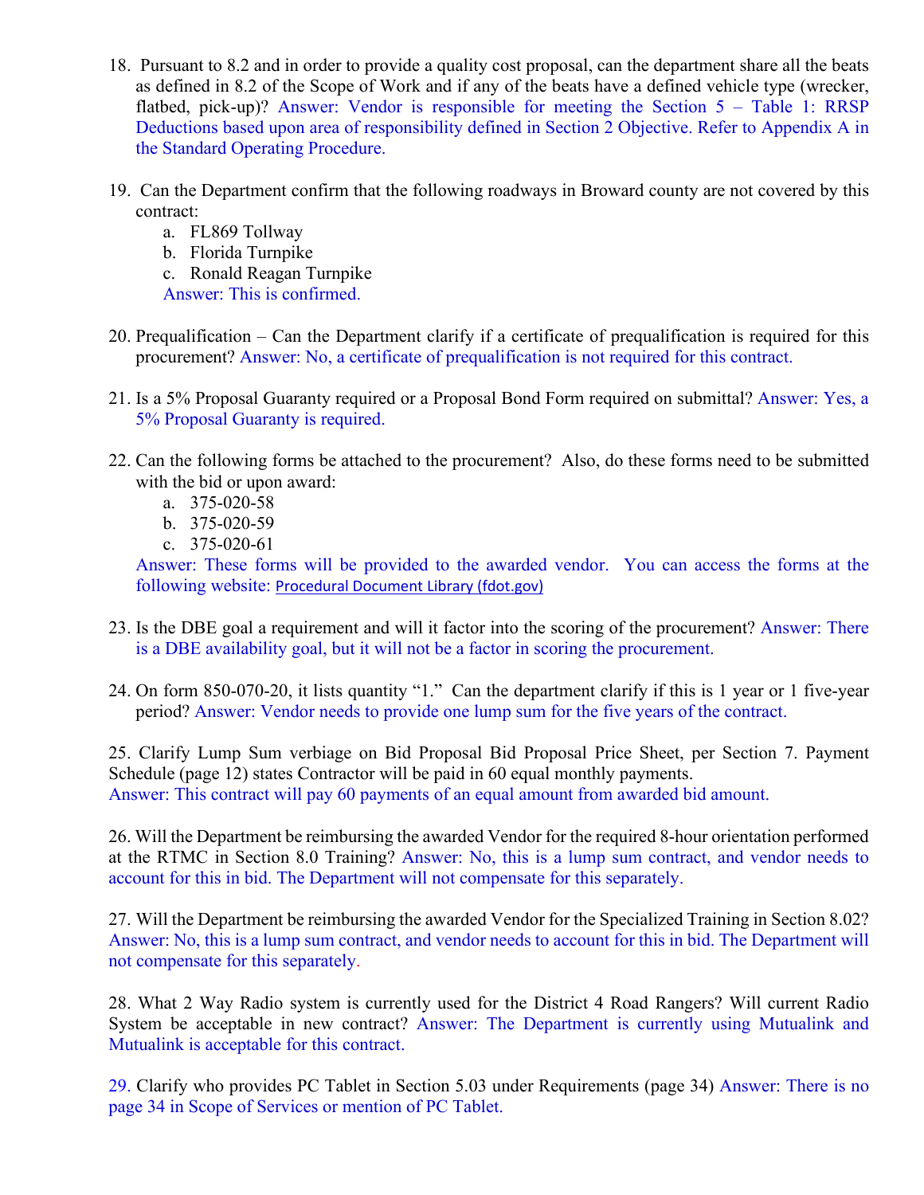18. Pursuant to 8.2 and in order to provide a quality cost proposal, can the department share all the beats as defined in 8.2 of the Scope of Work and if any of the beats have a defined vehicle type (wrecker, flatbed, pick-up)? Answer: Vendor is responsible for meeting the Section 5 – Table 1: RRSP Deductions based upon area of responsibility defined in Section 2 Objective. Refer to Appendix A in the Standard Operating Procedure.

19. Can the Department confirm that the following roadways in Broward county are not covered by this contract:
    a. FL869 Tollway
    b. Florida Turnpike
    c. Ronald Reagan Turnpike
    
    Answer: This is confirmed.

20. Prequalification – Can the Department clarify if a certificate of prequalification is required for this procurement? Answer: No, a certificate of prequalification is not required for this contract.

21. Is a 5% Proposal Guaranty required or a Proposal Bond Form required on submittal? Answer: Yes, a 5% Proposal Guaranty is required.

22. Can the following forms be attached to the procurement? Also, do these forms need to be submitted with the bid or upon award:
    a. 375-020-58
    b. 375-020-59
    c. 375-020-61
    
    Answer: These forms will be provided to the awarded vendor. You can access the forms at the following website: Procedural Document Library (fdot.gov)

23. Is the DBE goal a requirement and will it factor into the scoring of the procurement? Answer: There is a DBE availability goal, but it will not be a factor in scoring the procurement.

24. On form 850-070-20, it lists quantity "1." Can the department clarify if this is 1 year or 1 five-year period? Answer: Vendor needs to provide one lump sum for the five years of the contract.

25. Clarify Lump Sum verbiage on Bid Proposal Bid Proposal Price Sheet, per Section 7. Payment Schedule (page 12) states Contractor will be paid in 60 equal monthly payments.
Answer: This contract will pay 60 payments of an equal amount from awarded bid amount.

26. Will the Department be reimbursing the awarded Vendor for the required 8-hour orientation performed at the RTMC in Section 8.0 Training? Answer: No, this is a lump sum contract, and vendor needs to account for this in bid. The Department will not compensate for this separately.

27. Will the Department be reimbursing the awarded Vendor for the Specialized Training in Section 8.02? Answer: No, this is a lump sum contract, and vendor needs to account for this in bid. The Department will not compensate for this separately.

28. What 2 Way Radio system is currently used for the District 4 Road Rangers? Will current Radio System be acceptable in new contract? Answer: The Department is currently using Mutualink and Mutualink is acceptable for this contract.

29. Clarify who provides PC Tablet in Section 5.03 under Requirements (page 34) Answer: There is no page 34 in Scope of Services or mention of PC Tablet.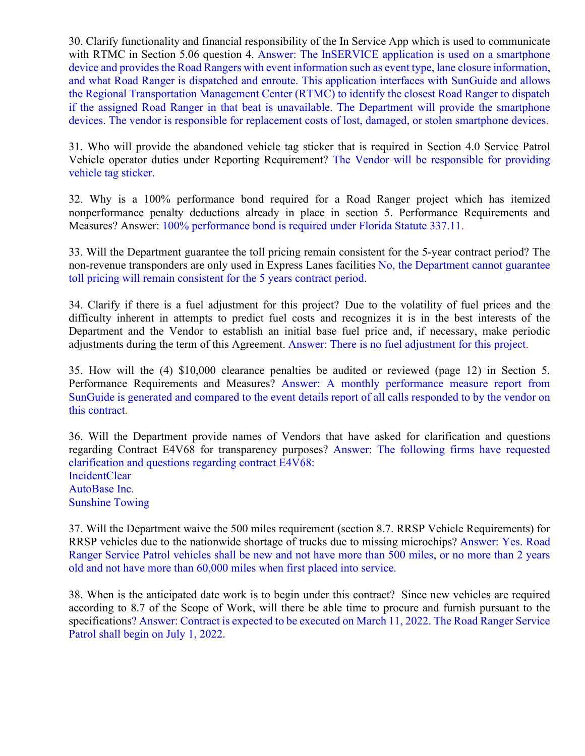30. Clarify functionality and financial responsibility of the In Service App which is used to communicate with RTMC in Section 5.06 question 4. Answer: The InSERVICE application is used on a smartphone device and provides the Road Rangers with event information such as event type, lane closure information, and what Road Ranger is dispatched and enroute. This application interfaces with SunGuide and allows the Regional Transportation Management Center (RTMC) to identify the closest Road Ranger to dispatch if the assigned Road Ranger in that beat is unavailable. The Department will provide the smartphone devices. The vendor is responsible for replacement costs of lost, damaged, or stolen smartphone devices.

31. Who will provide the abandoned vehicle tag sticker that is required in Section 4.0 Service Patrol Vehicle operator duties under Reporting Requirement? The Vendor will be responsible for providing vehicle tag sticker.

32. Why is a 100% performance bond required for a Road Ranger project which has itemized nonperformance penalty deductions already in place in section 5. Performance Requirements and Measures? Answer: 100% performance bond is required under Florida Statute 337.11.

33. Will the Department guarantee the toll pricing remain consistent for the 5-year contract period? The non-revenue transponders are only used in Express Lanes facilities No, the Department cannot guarantee toll pricing will remain consistent for the 5 years contract period.

34. Clarify if there is a fuel adjustment for this project? Due to the volatility of fuel prices and the difficulty inherent in attempts to predict fuel costs and recognizes it is in the best interests of the Department and the Vendor to establish an initial base fuel price and, if necessary, make periodic adjustments during the term of this Agreement. Answer: There is no fuel adjustment for this project.

35. How will the (4) $10,000 clearance penalties be audited or reviewed (page 12) in Section 5. Performance Requirements and Measures? Answer: A monthly performance measure report from SunGuide is generated and compared to the event details report of all calls responded to by the vendor on this contract.

36. Will the Department provide names of Vendors that have asked for clarification and questions regarding Contract E4V68 for transparency purposes? Answer: The following firms have requested clarification and questions regarding contract E4V68:
IncidentClear
AutoBase Inc.
Sunshine Towing

37. Will the Department waive the 500 miles requirement (section 8.7. RRSP Vehicle Requirements) for RRSP vehicles due to the nationwide shortage of trucks due to missing microchips? Answer: Yes. Road Ranger Service Patrol vehicles shall be new and not have more than 500 miles, or no more than 2 years old and not have more than 60,000 miles when first placed into service.

38. When is the anticipated date work is to begin under this contract? Since new vehicles are required according to 8.7 of the Scope of Work, will there be able time to procure and furnish pursuant to the specifications? Answer: Contract is expected to be executed on March 11, 2022. The Road Ranger Service Patrol shall begin on July 1, 2022.